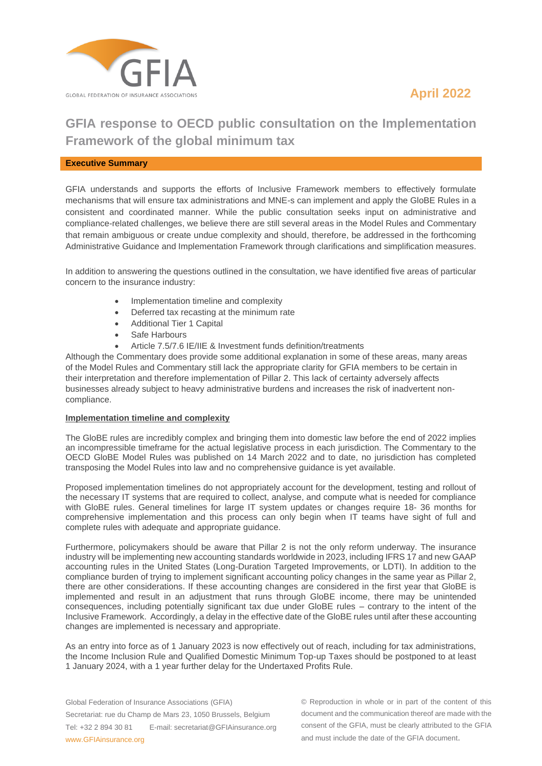GFIA

GLOBAL FEDERATION OF INSURANCE ASSOCIATIONS

April 2022

# GFIA response to OECD public consultation on the Implementation Framework of the global minimum tax

## Executive Summary

GFIA understands and supports the efforts of Inclusive Framework members to effectively formulate mechanisms that will ensure tax administrations and MNE-s can implement and apply the GloBE Rules in a consistent and coordinated manner. While the public consultation seeks input on administrative and compliance-related challenges, we believe there are still several areas in the Model Rules and Commentary that remain ambiguous or create undue complexity and should, therefore, be addressed in the forthcoming Administrative Guidance and Implementation Framework through clarifications and simplification measures.

In addition to answering the questions outlined in the consultation, we have identified five areas of particular concern to the insurance industry:

- Implementation timeline and complexity
- Deferred tax recasting at the minimum rate
- Additional Tier 1 Capital
- Safe Harbours
- Article 7.5/7.6 IE/IIE & Investment funds definition/treatments

Although the Commentary does provide some additional explanation in some of these areas, many areas of the Model Rules and Commentary still lack the appropriate clarity for GFIA members to be certain in their interpretation and therefore implementation of Pillar 2. This lack of certainty adversely affects businesses already subject to heavy administrative burdens and increases the risk of inadvertent non-compliance.

### Implementation timeline and complexity

The GloBE rules are incredibly complex and bringing them into domestic law before the end of 2022 implies an incompressible timeframe for the actual legislative process in each jurisdiction. The Commentary to the OECD GloBE Model Rules was published on 14 March 2022 and to date, no jurisdiction has completed transposing the Model Rules into law and no comprehensive guidance is yet available.

Proposed implementation timelines do not appropriately account for the development, testing and rollout of the necessary IT systems that are required to collect, analyse, and compute what is needed for compliance with GloBE rules. General timelines for large IT system updates or changes require 18- 36 months for comprehensive implementation and this process can only begin when IT teams have sight of full and complete rules with adequate and appropriate guidance.

Furthermore, policymakers should be aware that Pillar 2 is not the only reform underway. The insurance industry will be implementing new accounting standards worldwide in 2023, including IFRS 17 and new GAAP accounting rules in the United States (Long-Duration Targeted Improvements, or LDTI). In addition to the compliance burden of trying to implement significant accounting policy changes in the same year as Pillar 2, there are other considerations. If these accounting changes are considered in the first year that GloBE is implemented and result in an adjustment that runs through GloBE income, there may be unintended consequences, including potentially significant tax due under GloBE rules – contrary to the intent of the Inclusive Framework. Accordingly, a delay in the effective date of the GloBE rules until after these accounting changes are implemented is necessary and appropriate.

As an entry into force as of 1 January 2023 is now effectively out of reach, including for tax administrations, the Income Inclusion Rule and Qualified Domestic Minimum Top-up Taxes should be postponed to at least 1 January 2024, with a 1 year further delay for the Undertaxed Profits Rule.

Global Federation of Insurance Associations (GFIA)
Secretariat: rue du Champ de Mars 23, 1050 Brussels, Belgium
Tel: +32 2 894 30 81 E-mail: secretariat@GFIAinsurance.org
www.GFIAinsurance.org

© Reproduction in whole or in part of the content of this document and the communication thereof are made with the consent of the GFIA, must be clearly attributed to the GFIA and must include the date of the GFIA document.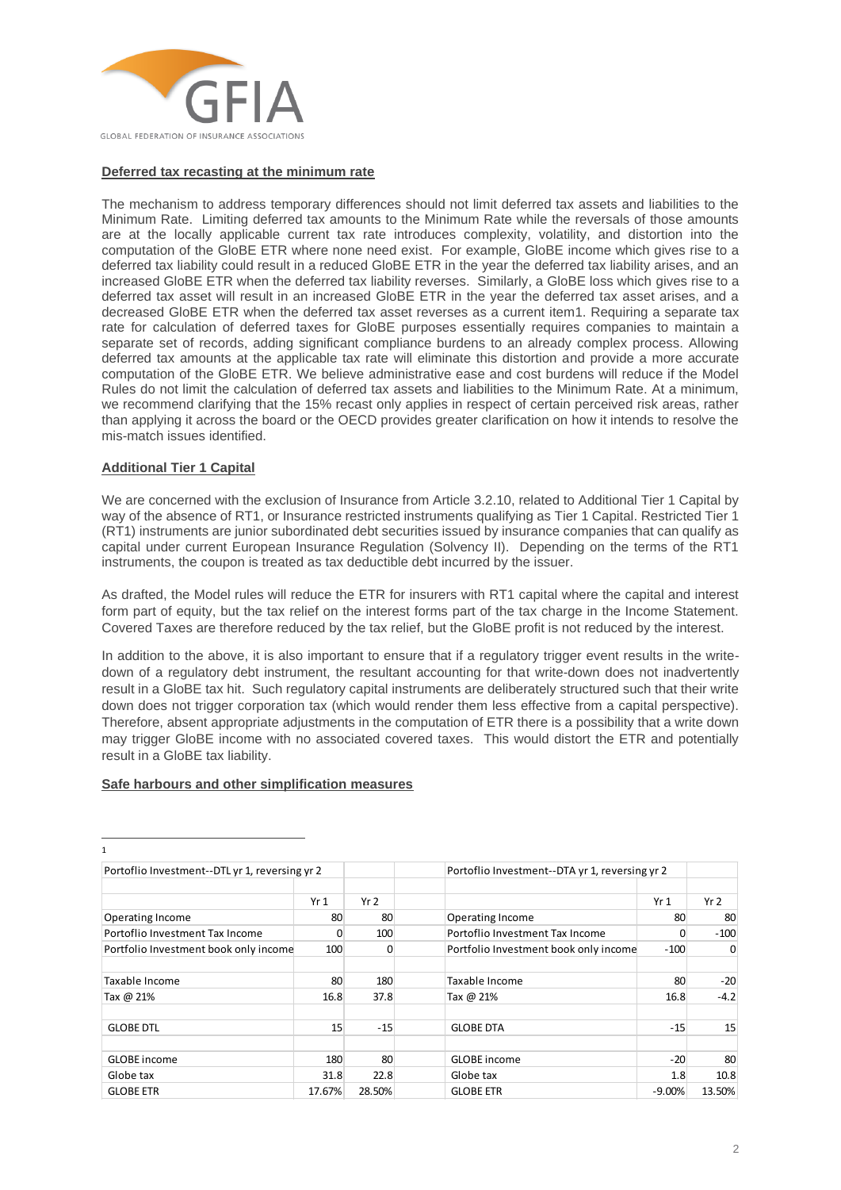**Deferred tax recasting at the minimum rate**

The mechanism to address temporary differences should not limit deferred tax assets and liabilities to the Minimum Rate. Limiting deferred tax amounts to the Minimum Rate while the reversals of those amounts are at the locally applicable current tax rate introduces complexity, volatility, and distortion into the computation of the GloBE ETR where none need exist. For example, GloBE income which gives rise to a deferred tax liability could result in a reduced GloBE ETR in the year the deferred tax liability arises, and an increased GloBE ETR when the deferred tax liability reverses. Similarly, a GloBE loss which gives rise to a deferred tax asset will result in an increased GloBE ETR in the year the deferred tax asset arises, and a decreased GloBE ETR when the deferred tax asset reverses as a current item[1]. Requiring a separate tax rate for calculation of deferred taxes for GloBE purposes essentially requires companies to maintain a separate set of records, adding significant compliance burdens to an already complex process. Allowing deferred tax amounts at the applicable tax rate will eliminate this distortion and provide a more accurate computation of the GloBE ETR. We believe administrative ease and cost burdens will reduce if the Model Rules do not limit the calculation of deferred tax assets and liabilities to the Minimum Rate. At a minimum, we recommend clarifying that the 15% recast only applies in respect of certain perceived risk areas, rather than applying it across the board or the OECD provides greater clarification on how it intends to resolve the mis-match issues identified.

**Additional Tier 1 Capital**

We are concerned with the exclusion of Insurance from Article 3.2.10, related to Additional Tier 1 Capital by way of the absence of RT1, or Insurance restricted instruments qualifying as Tier 1 Capital. Restricted Tier 1 (RT1) instruments are junior subordinated debt securities issued by insurance companies that can qualify as capital under current European Insurance Regulation (Solvency II). Depending on the terms of the RT1 instruments, the coupon is treated as tax deductible debt incurred by the issuer.

As drafted, the Model rules will reduce the ETR for insurers with RT1 capital where the capital and interest form part of equity, but the tax relief on the interest forms part of the tax charge in the Income Statement. Covered Taxes are therefore reduced by the tax relief, but the GloBE profit is not reduced by the interest.

In addition to the above, it is also important to ensure that if a regulatory trigger event results in the write-down of a regulatory debt instrument, the resultant accounting for that write-down does not inadvertently result in a GloBE tax hit. Such regulatory capital instruments are deliberately structured such that their write down does not trigger corporation tax (which would render them less effective from a capital perspective). Therefore, absent appropriate adjustments in the computation of ETR there is a possibility that a write down may trigger GloBE income with no associated covered taxes. This would distort the ETR and potentially result in a GloBE tax liability.

**Safe harbours and other simplification measures**

---

[1]

| Portoflio Investment--DTL yr 1, reversing yr 2 | | | | Portoflio Investment--DTA yr 1, reversing yr 2 | | |
|---|---|---|---|---|---|---|
| | Yr 1 | Yr 2 | | | Yr 1 | Yr 2 |
| Operating Income | 80 | 80 | | Operating Income | 80 | 80 |
| Portoflio Investment Tax Income | 0 | 100 | | Portoflio Investment Tax Income | 0 | -100 |
| Portfolio Investment book only income | 100 | 0 | | Portfolio Investment book only income | -100 | 0 |
| | | | | | | |
| Taxable Income | 80 | 180 | | Taxable Income | 80 | -20 |
| Tax @ 21% | 16.8 | 37.8 | | Tax @ 21% | 16.8 | -4.2 |
| | | | | | | |
| GLOBE DTL | 15 | -15 | | GLOBE DTA | -15 | 15 |
| | | | | | | |
| GLOBE income | 180 | 80 | | GLOBE income | -20 | 80 |
| Globe tax | 31.8 | 22.8 | | Globe tax | 1.8 | 10.8 |
| GLOBE ETR | 17.67% | 28.50% | | GLOBE ETR | -9.00% | 13.50% |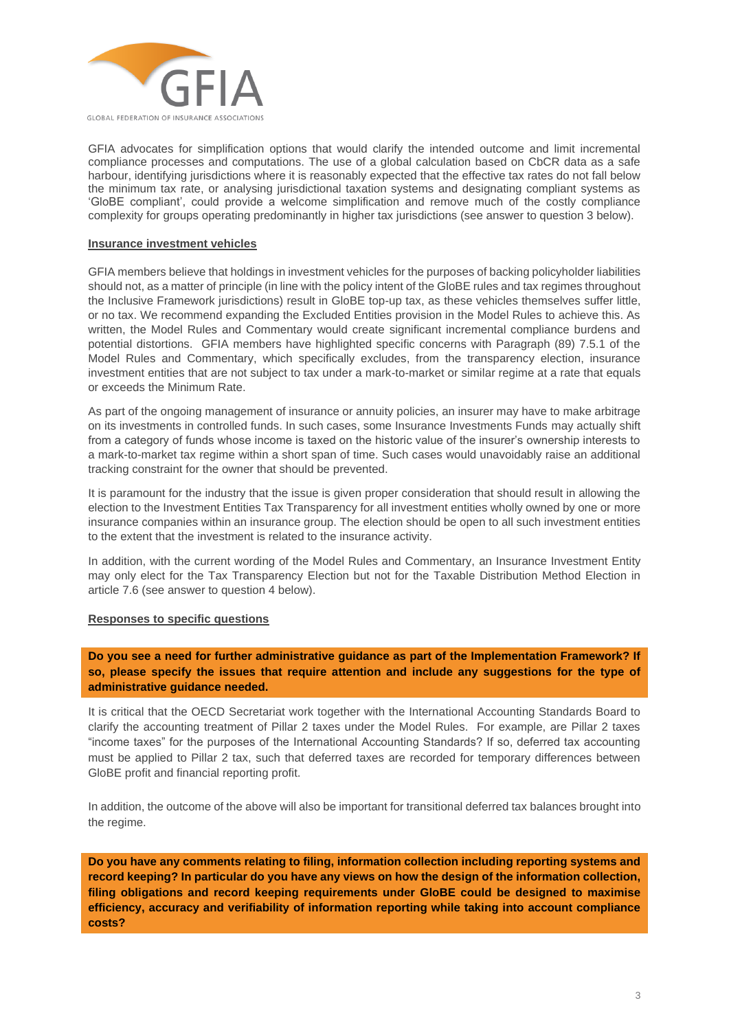GFIA advocates for simplification options that would clarify the intended outcome and limit incremental compliance processes and computations. The use of a global calculation based on CbCR data as a safe harbour, identifying jurisdictions where it is reasonably expected that the effective tax rates do not fall below the minimum tax rate, or analysing jurisdictional taxation systems and designating compliant systems as 'GloBE compliant', could provide a welcome simplification and remove much of the costly compliance complexity for groups operating predominantly in higher tax jurisdictions (see answer to question 3 below).

## Insurance investment vehicles

GFIA members believe that holdings in investment vehicles for the purposes of backing policyholder liabilities should not, as a matter of principle (in line with the policy intent of the GloBE rules and tax regimes throughout the Inclusive Framework jurisdictions) result in GloBE top-up tax, as these vehicles themselves suffer little, or no tax. We recommend expanding the Excluded Entities provision in the Model Rules to achieve this. As written, the Model Rules and Commentary would create significant incremental compliance burdens and potential distortions. GFIA members have highlighted specific concerns with Paragraph (89) 7.5.1 of the Model Rules and Commentary, which specifically excludes, from the transparency election, insurance investment entities that are not subject to tax under a mark-to-market or similar regime at a rate that equals or exceeds the Minimum Rate.

As part of the ongoing management of insurance or annuity policies, an insurer may have to make arbitrage on its investments in controlled funds. In such cases, some Insurance Investments Funds may actually shift from a category of funds whose income is taxed on the historic value of the insurer's ownership interests to a mark-to-market tax regime within a short span of time. Such cases would unavoidably raise an additional tracking constraint for the owner that should be prevented.

It is paramount for the industry that the issue is given proper consideration that should result in allowing the election to the Investment Entities Tax Transparency for all investment entities wholly owned by one or more insurance companies within an insurance group. The election should be open to all such investment entities to the extent that the investment is related to the insurance activity.

In addition, with the current wording of the Model Rules and Commentary, an Insurance Investment Entity may only elect for the Tax Transparency Election but not for the Taxable Distribution Method Election in article 7.6 (see answer to question 4 below).

## Responses to specific questions

**Do you see a need for further administrative guidance as part of the Implementation Framework? If so, please specify the issues that require attention and include any suggestions for the type of administrative guidance needed.**

It is critical that the OECD Secretariat work together with the International Accounting Standards Board to clarify the accounting treatment of Pillar 2 taxes under the Model Rules. For example, are Pillar 2 taxes "income taxes" for the purposes of the International Accounting Standards? If so, deferred tax accounting must be applied to Pillar 2 tax, such that deferred taxes are recorded for temporary differences between GloBE profit and financial reporting profit.

In addition, the outcome of the above will also be important for transitional deferred tax balances brought into the regime.

**Do you have any comments relating to filing, information collection including reporting systems and record keeping? In particular do you have any views on how the design of the information collection, filing obligations and record keeping requirements under GloBE could be designed to maximise efficiency, accuracy and verifiability of information reporting while taking into account compliance costs?**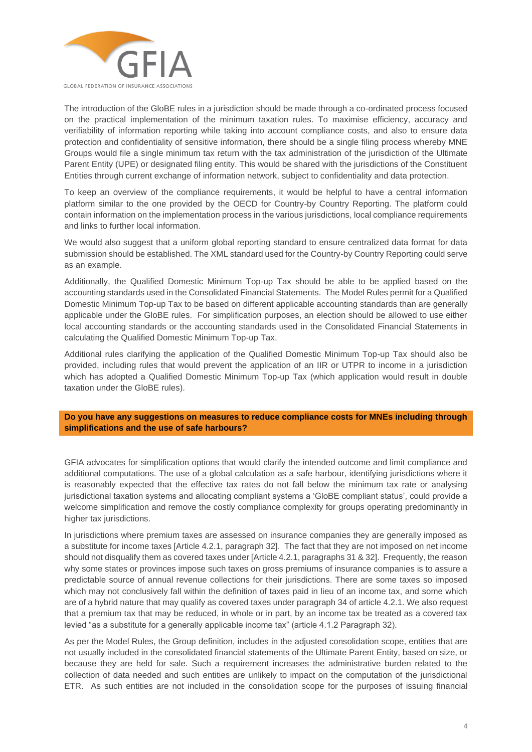The introduction of the GloBE rules in a jurisdiction should be made through a co-ordinated process focused on the practical implementation of the minimum taxation rules. To maximise efficiency, accuracy and verifiability of information reporting while taking into account compliance costs, and also to ensure data protection and confidentiality of sensitive information, there should be a single filing process whereby MNE Groups would file a single minimum tax return with the tax administration of the jurisdiction of the Ultimate Parent Entity (UPE) or designated filing entity. This would be shared with the jurisdictions of the Constituent Entities through current exchange of information network, subject to confidentiality and data protection.

To keep an overview of the compliance requirements, it would be helpful to have a central information platform similar to the one provided by the OECD for Country-by Country Reporting. The platform could contain information on the implementation process in the various jurisdictions, local compliance requirements and links to further local information.

We would also suggest that a uniform global reporting standard to ensure centralized data format for data submission should be established. The XML standard used for the Country-by Country Reporting could serve as an example.

Additionally, the Qualified Domestic Minimum Top-up Tax should be able to be applied based on the accounting standards used in the Consolidated Financial Statements. The Model Rules permit for a Qualified Domestic Minimum Top-up Tax to be based on different applicable accounting standards than are generally applicable under the GloBE rules. For simplification purposes, an election should be allowed to use either local accounting standards or the accounting standards used in the Consolidated Financial Statements in calculating the Qualified Domestic Minimum Top-up Tax.

Additional rules clarifying the application of the Qualified Domestic Minimum Top-up Tax should also be provided, including rules that would prevent the application of an IIR or UTPR to income in a jurisdiction which has adopted a Qualified Domestic Minimum Top-up Tax (which application would result in double taxation under the GloBE rules).

**Do you have any suggestions on measures to reduce compliance costs for MNEs including through simplifications and the use of safe harbours?**

GFIA advocates for simplification options that would clarify the intended outcome and limit compliance and additional computations. The use of a global calculation as a safe harbour, identifying jurisdictions where it is reasonably expected that the effective tax rates do not fall below the minimum tax rate or analysing jurisdictional taxation systems and allocating compliant systems a 'GloBE compliant status', could provide a welcome simplification and remove the costly compliance complexity for groups operating predominantly in higher tax jurisdictions.

In jurisdictions where premium taxes are assessed on insurance companies they are generally imposed as a substitute for income taxes [Article 4.2.1, paragraph 32]. The fact that they are not imposed on net income should not disqualify them as covered taxes under [Article 4.2.1, paragraphs 31 & 32]. Frequently, the reason why some states or provinces impose such taxes on gross premiums of insurance companies is to assure a predictable source of annual revenue collections for their jurisdictions. There are some taxes so imposed which may not conclusively fall within the definition of taxes paid in lieu of an income tax, and some which are of a hybrid nature that may qualify as covered taxes under paragraph 34 of article 4.2.1. We also request that a premium tax that may be reduced, in whole or in part, by an income tax be treated as a covered tax levied "as a substitute for a generally applicable income tax" (article 4.1.2 Paragraph 32).

As per the Model Rules, the Group definition, includes in the adjusted consolidation scope, entities that are not usually included in the consolidated financial statements of the Ultimate Parent Entity, based on size, or because they are held for sale. Such a requirement increases the administrative burden related to the collection of data needed and such entities are unlikely to impact on the computation of the jurisdictional ETR. As such entities are not included in the consolidation scope for the purposes of issuing financial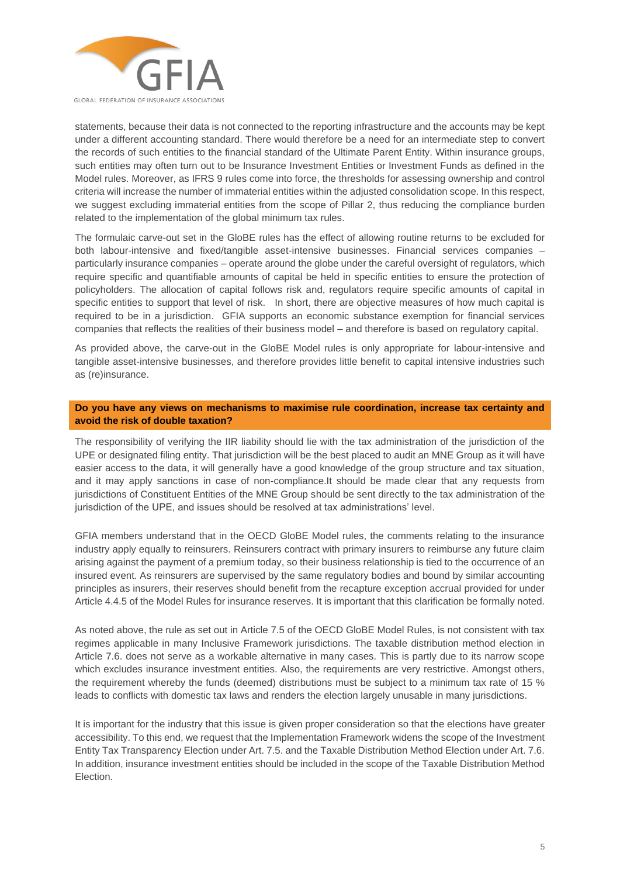statements, because their data is not connected to the reporting infrastructure and the accounts may be kept under a different accounting standard. There would therefore be a need for an intermediate step to convert the records of such entities to the financial standard of the Ultimate Parent Entity. Within insurance groups, such entities may often turn out to be Insurance Investment Entities or Investment Funds as defined in the Model rules. Moreover, as IFRS 9 rules come into force, the thresholds for assessing ownership and control criteria will increase the number of immaterial entities within the adjusted consolidation scope. In this respect, we suggest excluding immaterial entities from the scope of Pillar 2, thus reducing the compliance burden related to the implementation of the global minimum tax rules.

The formulaic carve-out set in the GloBE rules has the effect of allowing routine returns to be excluded for both labour-intensive and fixed/tangible asset-intensive businesses. Financial services companies – particularly insurance companies – operate around the globe under the careful oversight of regulators, which require specific and quantifiable amounts of capital be held in specific entities to ensure the protection of policyholders. The allocation of capital follows risk and, regulators require specific amounts of capital in specific entities to support that level of risk. In short, there are objective measures of how much capital is required to be in a jurisdiction. GFIA supports an economic substance exemption for financial services companies that reflects the realities of their business model – and therefore is based on regulatory capital.

As provided above, the carve-out in the GloBE Model rules is only appropriate for labour-intensive and tangible asset-intensive businesses, and therefore provides little benefit to capital intensive industries such as (re)insurance.

**Do you have any views on mechanisms to maximise rule coordination, increase tax certainty and avoid the risk of double taxation?**

The responsibility of verifying the IIR liability should lie with the tax administration of the jurisdiction of the UPE or designated filing entity. That jurisdiction will be the best placed to audit an MNE Group as it will have easier access to the data, it will generally have a good knowledge of the group structure and tax situation, and it may apply sanctions in case of non-compliance.It should be made clear that any requests from jurisdictions of Constituent Entities of the MNE Group should be sent directly to the tax administration of the jurisdiction of the UPE, and issues should be resolved at tax administrations' level.

GFIA members understand that in the OECD GloBE Model rules, the comments relating to the insurance industry apply equally to reinsurers. Reinsurers contract with primary insurers to reimburse any future claim arising against the payment of a premium today, so their business relationship is tied to the occurrence of an insured event. As reinsurers are supervised by the same regulatory bodies and bound by similar accounting principles as insurers, their reserves should benefit from the recapture exception accrual provided for under Article 4.4.5 of the Model Rules for insurance reserves. It is important that this clarification be formally noted.

As noted above, the rule as set out in Article 7.5 of the OECD GloBE Model Rules, is not consistent with tax regimes applicable in many Inclusive Framework jurisdictions. The taxable distribution method election in Article 7.6. does not serve as a workable alternative in many cases. This is partly due to its narrow scope which excludes insurance investment entities. Also, the requirements are very restrictive. Amongst others, the requirement whereby the funds (deemed) distributions must be subject to a minimum tax rate of 15 % leads to conflicts with domestic tax laws and renders the election largely unusable in many jurisdictions.

It is important for the industry that this issue is given proper consideration so that the elections have greater accessibility. To this end, we request that the Implementation Framework widens the scope of the Investment Entity Tax Transparency Election under Art. 7.5. and the Taxable Distribution Method Election under Art. 7.6. In addition, insurance investment entities should be included in the scope of the Taxable Distribution Method Election.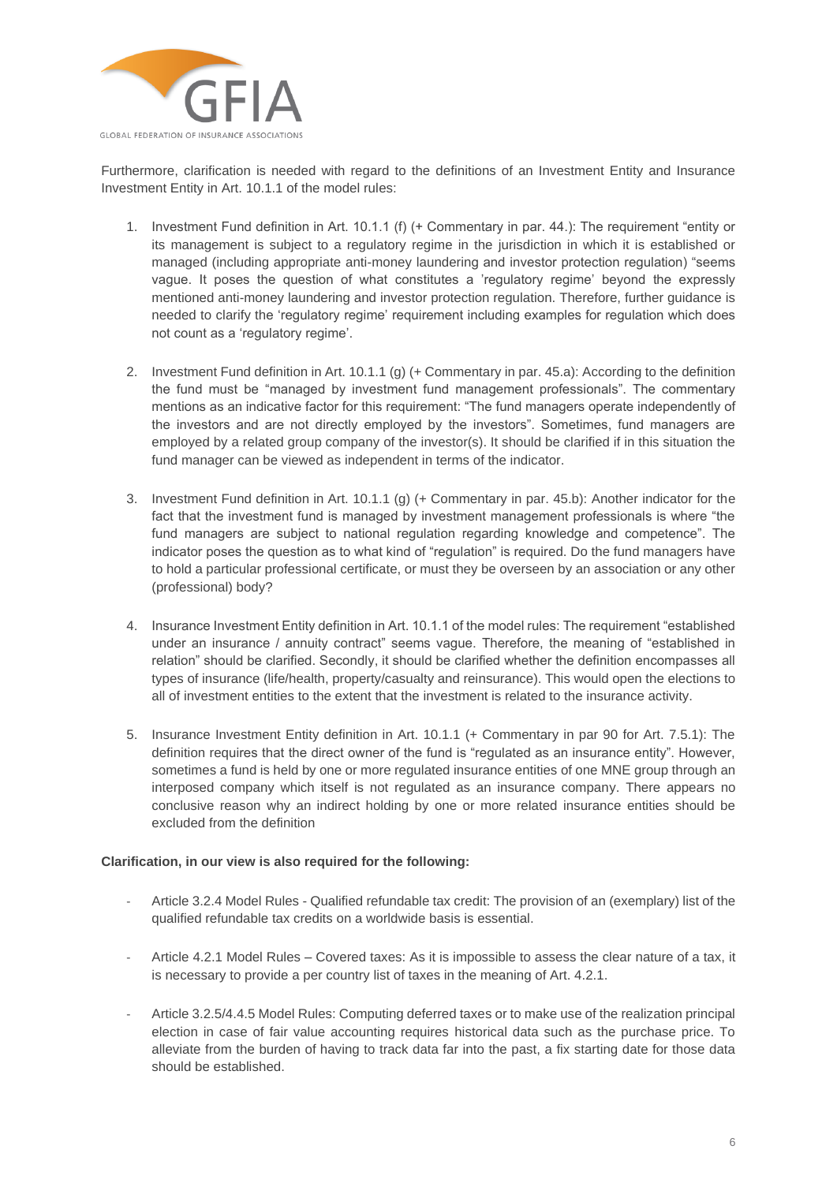Furthermore, clarification is needed with regard to the definitions of an Investment Entity and Insurance Investment Entity in Art. 10.1.1 of the model rules:

1. Investment Fund definition in Art. 10.1.1 (f) (+ Commentary in par. 44.): The requirement "entity or its management is subject to a regulatory regime in the jurisdiction in which it is established or managed (including appropriate anti-money laundering and investor protection regulation) "seems vague. It poses the question of what constitutes a 'regulatory regime' beyond the expressly mentioned anti-money laundering and investor protection regulation. Therefore, further guidance is needed to clarify the 'regulatory regime' requirement including examples for regulation which does not count as a 'regulatory regime'.

2. Investment Fund definition in Art. 10.1.1 (g) (+ Commentary in par. 45.a): According to the definition the fund must be "managed by investment fund management professionals". The commentary mentions as an indicative factor for this requirement: "The fund managers operate independently of the investors and are not directly employed by the investors". Sometimes, fund managers are employed by a related group company of the investor(s). It should be clarified if in this situation the fund manager can be viewed as independent in terms of the indicator.

3. Investment Fund definition in Art. 10.1.1 (g) (+ Commentary in par. 45.b): Another indicator for the fact that the investment fund is managed by investment management professionals is where "the fund managers are subject to national regulation regarding knowledge and competence". The indicator poses the question as to what kind of "regulation" is required. Do the fund managers have to hold a particular professional certificate, or must they be overseen by an association or any other (professional) body?

4. Insurance Investment Entity definition in Art. 10.1.1 of the model rules: The requirement "established under an insurance / annuity contract" seems vague. Therefore, the meaning of "established in relation" should be clarified. Secondly, it should be clarified whether the definition encompasses all types of insurance (life/health, property/casualty and reinsurance). This would open the elections to all of investment entities to the extent that the investment is related to the insurance activity.

5. Insurance Investment Entity definition in Art. 10.1.1 (+ Commentary in par 90 for Art. 7.5.1): The definition requires that the direct owner of the fund is "regulated as an insurance entity". However, sometimes a fund is held by one or more regulated insurance entities of one MNE group through an interposed company which itself is not regulated as an insurance company. There appears no conclusive reason why an indirect holding by one or more related insurance entities should be excluded from the definition

**Clarification, in our view is also required for the following:**

- Article 3.2.4 Model Rules - Qualified refundable tax credit: The provision of an (exemplary) list of the qualified refundable tax credits on a worldwide basis is essential.
- Article 4.2.1 Model Rules – Covered taxes: As it is impossible to assess the clear nature of a tax, it is necessary to provide a per country list of taxes in the meaning of Art. 4.2.1.
- Article 3.2.5/4.4.5 Model Rules: Computing deferred taxes or to make use of the realization principal election in case of fair value accounting requires historical data such as the purchase price. To alleviate from the burden of having to track data far into the past, a fix starting date for those data should be established.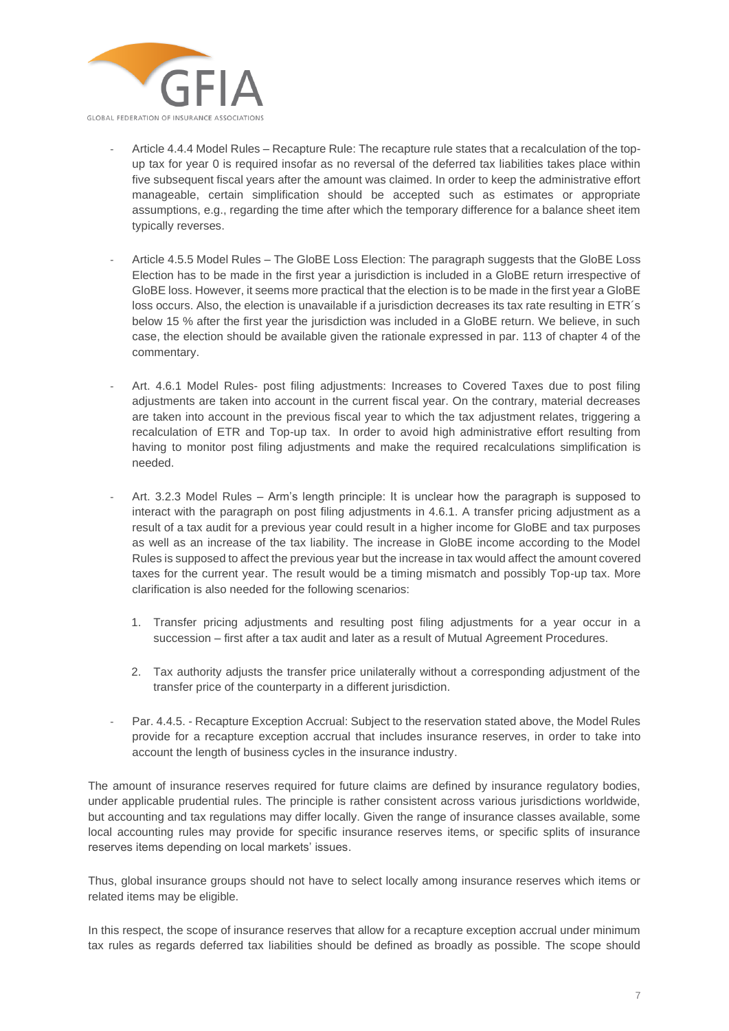- Article 4.4.4 Model Rules – Recapture Rule: The recapture rule states that a recalculation of the top-up tax for year 0 is required insofar as no reversal of the deferred tax liabilities takes place within five subsequent fiscal years after the amount was claimed. In order to keep the administrative effort manageable, certain simplification should be accepted such as estimates or appropriate assumptions, e.g., regarding the time after which the temporary difference for a balance sheet item typically reverses.

- Article 4.5.5 Model Rules – The GloBE Loss Election: The paragraph suggests that the GloBE Loss Election has to be made in the first year a jurisdiction is included in a GloBE return irrespective of GloBE loss. However, it seems more practical that the election is to be made in the first year a GloBE loss occurs. Also, the election is unavailable if a jurisdiction decreases its tax rate resulting in ETR´s below 15 % after the first year the jurisdiction was included in a GloBE return. We believe, in such case, the election should be available given the rationale expressed in par. 113 of chapter 4 of the commentary.

- Art. 4.6.1 Model Rules- post filing adjustments: Increases to Covered Taxes due to post filing adjustments are taken into account in the current fiscal year. On the contrary, material decreases are taken into account in the previous fiscal year to which the tax adjustment relates, triggering a recalculation of ETR and Top-up tax. In order to avoid high administrative effort resulting from having to monitor post filing adjustments and make the required recalculations simplification is needed.

- Art. 3.2.3 Model Rules – Arm's length principle: It is unclear how the paragraph is supposed to interact with the paragraph on post filing adjustments in 4.6.1. A transfer pricing adjustment as a result of a tax audit for a previous year could result in a higher income for GloBE and tax purposes as well as an increase of the tax liability. The increase in GloBE income according to the Model Rules is supposed to affect the previous year but the increase in tax would affect the amount covered taxes for the current year. The result would be a timing mismatch and possibly Top-up tax. More clarification is also needed for the following scenarios:

    1. Transfer pricing adjustments and resulting post filing adjustments for a year occur in a succession – first after a tax audit and later as a result of Mutual Agreement Procedures.

    2. Tax authority adjusts the transfer price unilaterally without a corresponding adjustment of the transfer price of the counterparty in a different jurisdiction.

- Par. 4.4.5. - Recapture Exception Accrual: Subject to the reservation stated above, the Model Rules provide for a recapture exception accrual that includes insurance reserves, in order to take into account the length of business cycles in the insurance industry.

The amount of insurance reserves required for future claims are defined by insurance regulatory bodies, under applicable prudential rules. The principle is rather consistent across various jurisdictions worldwide, but accounting and tax regulations may differ locally. Given the range of insurance classes available, some local accounting rules may provide for specific insurance reserves items, or specific splits of insurance reserves items depending on local markets' issues.

Thus, global insurance groups should not have to select locally among insurance reserves which items or related items may be eligible.

In this respect, the scope of insurance reserves that allow for a recapture exception accrual under minimum tax rules as regards deferred tax liabilities should be defined as broadly as possible. The scope should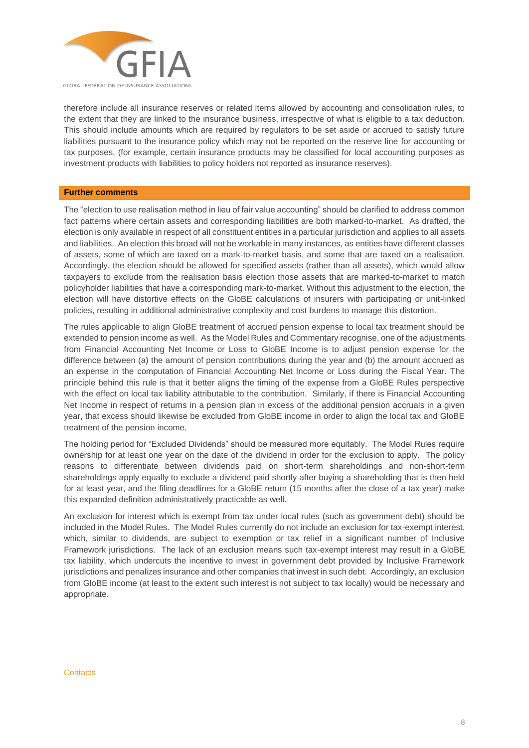therefore include all insurance reserves or related items allowed by accounting and consolidation rules, to the extent that they are linked to the insurance business, irrespective of what is eligible to a tax deduction. This should include amounts which are required by regulators to be set aside or accrued to satisfy future liabilities pursuant to the insurance policy which may not be reported on the reserve line for accounting or tax purposes, (for example, certain insurance products may be classified for local accounting purposes as investment products with liabilities to policy holders not reported as insurance reserves).

## Further comments

The "election to use realisation method in lieu of fair value accounting" should be clarified to address common fact patterns where certain assets and corresponding liabilities are both marked-to-market. As drafted, the election is only available in respect of all constituent entities in a particular jurisdiction and applies to all assets and liabilities. An election this broad will not be workable in many instances, as entities have different classes of assets, some of which are taxed on a mark-to-market basis, and some that are taxed on a realisation. Accordingly, the election should be allowed for specified assets (rather than all assets), which would allow taxpayers to exclude from the realisation basis election those assets that are marked-to-market to match policyholder liabilities that have a corresponding mark-to-market. Without this adjustment to the election, the election will have distortive effects on the GloBE calculations of insurers with participating or unit-linked policies, resulting in additional administrative complexity and cost burdens to manage this distortion.

The rules applicable to align GloBE treatment of accrued pension expense to local tax treatment should be extended to pension income as well. As the Model Rules and Commentary recognise, one of the adjustments from Financial Accounting Net Income or Loss to GloBE Income is to adjust pension expense for the difference between (a) the amount of pension contributions during the year and (b) the amount accrued as an expense in the computation of Financial Accounting Net Income or Loss during the Fiscal Year. The principle behind this rule is that it better aligns the timing of the expense from a GloBE Rules perspective with the effect on local tax liability attributable to the contribution. Similarly, if there is Financial Accounting Net Income in respect of returns in a pension plan in excess of the additional pension accruals in a given year, that excess should likewise be excluded from GloBE income in order to align the local tax and GloBE treatment of the pension income.

The holding period for "Excluded Dividends" should be measured more equitably. The Model Rules require ownership for at least one year on the date of the dividend in order for the exclusion to apply. The policy reasons to differentiate between dividends paid on short-term shareholdings and non-short-term shareholdings apply equally to exclude a dividend paid shortly after buying a shareholding that is then held for at least year, and the filing deadlines for a GloBE return (15 months after the close of a tax year) make this expanded definition administratively practicable as well.

An exclusion for interest which is exempt from tax under local rules (such as government debt) should be included in the Model Rules. The Model Rules currently do not include an exclusion for tax-exempt interest, which, similar to dividends, are subject to exemption or tax relief in a significant number of Inclusive Framework jurisdictions. The lack of an exclusion means such tax-exempt interest may result in a GloBE tax liability, which undercuts the incentive to invest in government debt provided by Inclusive Framework jurisdictions and penalizes insurance and other companies that invest in such debt. Accordingly, an exclusion from GloBE income (at least to the extent such interest is not subject to tax locally) would be necessary and appropriate.

Contacts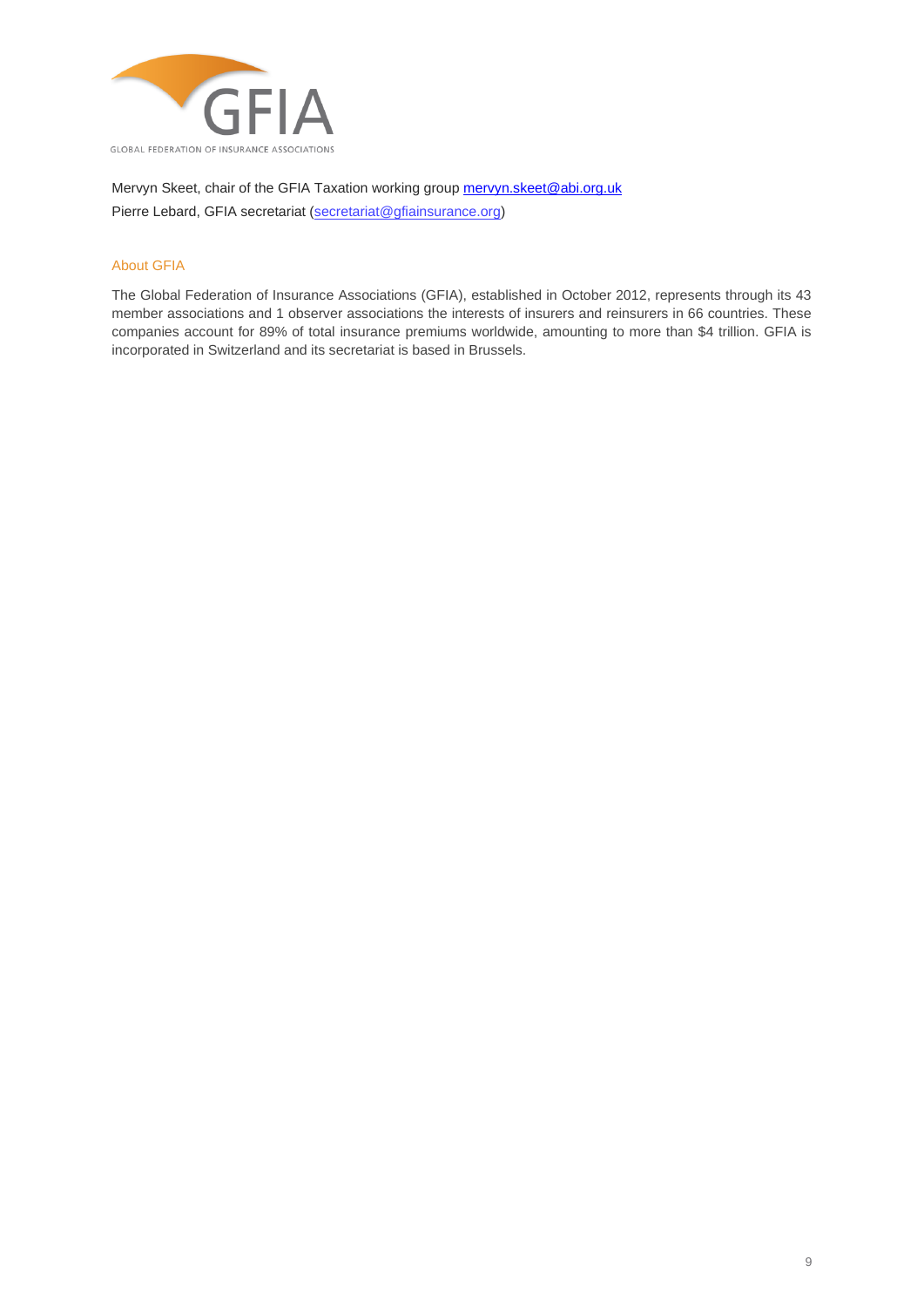Mervyn Skeet, chair of the GFIA Taxation working group mervyn.skeet@abi.org.uk
Pierre Lebard, GFIA secretariat (secretariat@gfiainsurance.org)

## About GFIA

The Global Federation of Insurance Associations (GFIA), established in October 2012, represents through its 43 member associations and 1 observer associations the interests of insurers and reinsurers in 66 countries. These companies account for 89% of total insurance premiums worldwide, amounting to more than $4 trillion. GFIA is incorporated in Switzerland and its secretariat is based in Brussels.